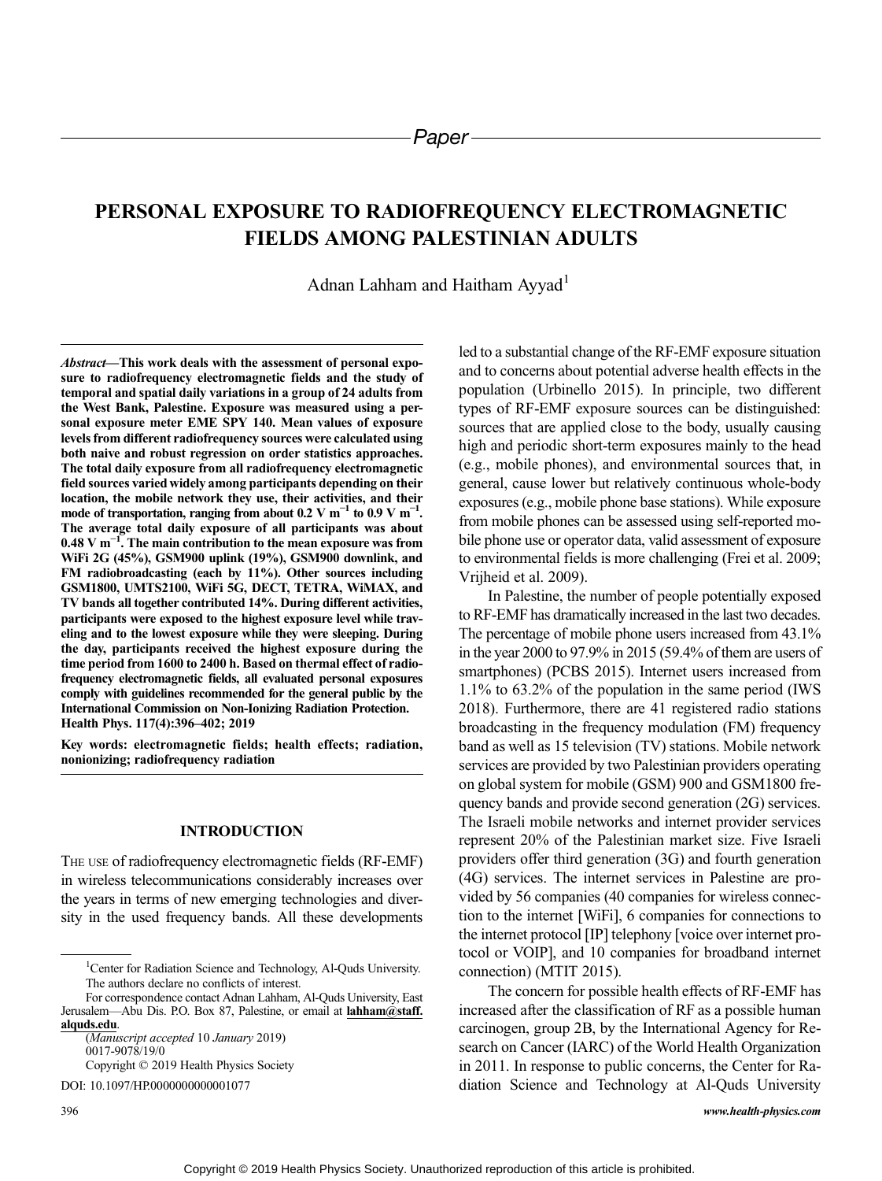Paper

# PERSONAL EXPOSURE TO RADIOFREQUENCY ELECTROMAGNETIC FIELDS AMONG PALESTINIAN ADULTS

Adnan Lahham and Haitham Ayyad[1]

***Abstract*—This work deals with the assessment of personal exposure to radiofrequency electromagnetic fields and the study of temporal and spatial daily variations in a group of 24 adults from the West Bank, Palestine. Exposure was measured using a personal exposure meter EME SPY 140. Mean values of exposure levels from different radiofrequency sources were calculated using both naive and robust regression on order statistics approaches. The total daily exposure from all radiofrequency electromagnetic field sources varied widely among participants depending on their location, the mobile network they use, their activities, and their mode of transportation, ranging from about 0.2 V m$^{-1}$ to 0.9 V m$^{-1}$. The average total daily exposure of all participants was about 0.48 V m$^{-1}$. The main contribution to the mean exposure was from WiFi 2G (45%), GSM900 uplink (19%), GSM900 downlink, and FM radiobroadcasting (each by 11%). Other sources including GSM1800, UMTS2100, WiFi 5G, DECT, TETRA, WiMAX, and TV bands all together contributed 14%. During different activities, participants were exposed to the highest exposure level while traveling and to the lowest exposure while they were sleeping. During the day, participants received the highest exposure during the time period from 1600 to 2400 h. Based on thermal effect of radiofrequency electromagnetic fields, all evaluated personal exposures comply with guidelines recommended for the general public by the International Commission on Non-Ionizing Radiation Protection. Health Phys. 117(4):396–402; 2019**

**Key words: electromagnetic fields; health effects; radiation, nonionizing; radiofrequency radiation**

## INTRODUCTION

THE USE of radiofrequency electromagnetic fields (RF-EMF) in wireless telecommunications considerably increases over the years in terms of new emerging technologies and diversity in the used frequency bands. All these developments led to a substantial change of the RF-EMF exposure situation and to concerns about potential adverse health effects in the population (Urbinello 2015). In principle, two different types of RF-EMF exposure sources can be distinguished: sources that are applied close to the body, usually causing high and periodic short-term exposures mainly to the head (e.g., mobile phones), and environmental sources that, in general, cause lower but relatively continuous whole-body exposures (e.g., mobile phone base stations). While exposure from mobile phones can be assessed using self-reported mobile phone use or operator data, valid assessment of exposure to environmental fields is more challenging (Frei et al. 2009; Vrijheid et al. 2009).

In Palestine, the number of people potentially exposed to RF-EMF has dramatically increased in the last two decades. The percentage of mobile phone users increased from 43.1% in the year 2000 to 97.9% in 2015 (59.4% of them are users of smartphones) (PCBS 2015). Internet users increased from 1.1% to 63.2% of the population in the same period (IWS 2018). Furthermore, there are 41 registered radio stations broadcasting in the frequency modulation (FM) frequency band as well as 15 television (TV) stations. Mobile network services are provided by two Palestinian providers operating on global system for mobile (GSM) 900 and GSM1800 frequency bands and provide second generation (2G) services. The Israeli mobile networks and internet provider services represent 20% of the Palestinian market size. Five Israeli providers offer third generation (3G) and fourth generation (4G) services. The internet services in Palestine are provided by 56 companies (40 companies for wireless connection to the internet [WiFi], 6 companies for connections to the internet protocol [IP] telephony [voice over internet protocol or VOIP], and 10 companies for broadband internet connection) (MTIT 2015).

The concern for possible health effects of RF-EMF has increased after the classification of RF as a possible human carcinogen, group 2B, by the International Agency for Research on Cancer (IARC) of the World Health Organization in 2011. In response to public concerns, the Center for Radiation Science and Technology at Al-Quds University

---

[1]Center for Radiation Science and Technology, Al-Quds University.
The authors declare no conflicts of interest.

For correspondence contact Adnan Lahham, Al-Quds University, East Jerusalem—Abu Dis. P.O. Box 87, Palestine, or email at **lahham@staff.alquds.edu**.

(*Manuscript accepted* 10 *January* 2019)
0017-9078/19/0
Copyright © 2019 Health Physics Society

DOI: 10.1097/HP.0000000000001077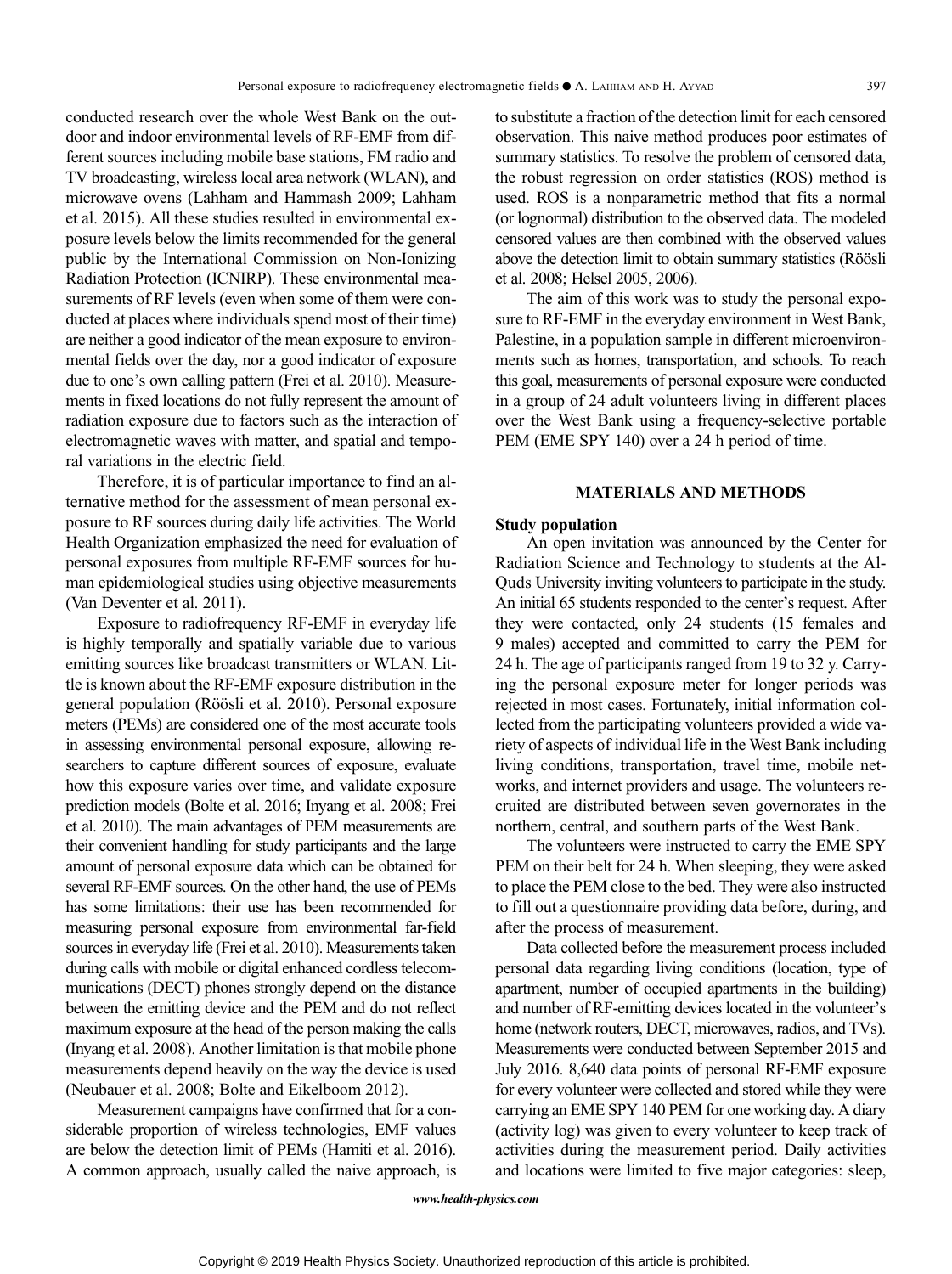conducted research over the whole West Bank on the outdoor and indoor environmental levels of RF-EMF from different sources including mobile base stations, FM radio and TV broadcasting, wireless local area network (WLAN), and microwave ovens (Lahham and Hammash 2009; Lahham et al. 2015). All these studies resulted in environmental exposure levels below the limits recommended for the general public by the International Commission on Non-Ionizing Radiation Protection (ICNIRP). These environmental measurements of RF levels (even when some of them were conducted at places where individuals spend most of their time) are neither a good indicator of the mean exposure to environmental fields over the day, nor a good indicator of exposure due to one's own calling pattern (Frei et al. 2010). Measurements in fixed locations do not fully represent the amount of radiation exposure due to factors such as the interaction of electromagnetic waves with matter, and spatial and temporal variations in the electric field.

Therefore, it is of particular importance to find an alternative method for the assessment of mean personal exposure to RF sources during daily life activities. The World Health Organization emphasized the need for evaluation of personal exposures from multiple RF-EMF sources for human epidemiological studies using objective measurements (Van Deventer et al. 2011).

Exposure to radiofrequency RF-EMF in everyday life is highly temporally and spatially variable due to various emitting sources like broadcast transmitters or WLAN. Little is known about the RF-EMF exposure distribution in the general population (Röösli et al. 2010). Personal exposure meters (PEMs) are considered one of the most accurate tools in assessing environmental personal exposure, allowing researchers to capture different sources of exposure, evaluate how this exposure varies over time, and validate exposure prediction models (Bolte et al. 2016; Inyang et al. 2008; Frei et al. 2010). The main advantages of PEM measurements are their convenient handling for study participants and the large amount of personal exposure data which can be obtained for several RF-EMF sources. On the other hand, the use of PEMs has some limitations: their use has been recommended for measuring personal exposure from environmental far-field sources in everyday life (Frei et al. 2010). Measurements taken during calls with mobile or digital enhanced cordless telecommunications (DECT) phones strongly depend on the distance between the emitting device and the PEM and do not reflect maximum exposure at the head of the person making the calls (Inyang et al. 2008). Another limitation is that mobile phone measurements depend heavily on the way the device is used (Neubauer et al. 2008; Bolte and Eikelboom 2012).

Measurement campaigns have confirmed that for a considerable proportion of wireless technologies, EMF values are below the detection limit of PEMs (Hamiti et al. 2016). A common approach, usually called the naive approach, is to substitute a fraction of the detection limit for each censored observation. This naive method produces poor estimates of summary statistics. To resolve the problem of censored data, the robust regression on order statistics (ROS) method is used. ROS is a nonparametric method that fits a normal (or lognormal) distribution to the observed data. The modeled censored values are then combined with the observed values above the detection limit to obtain summary statistics (Röösli et al. 2008; Helsel 2005, 2006).

The aim of this work was to study the personal exposure to RF-EMF in the everyday environment in West Bank, Palestine, in a population sample in different microenvironments such as homes, transportation, and schools. To reach this goal, measurements of personal exposure were conducted in a group of 24 adult volunteers living in different places over the West Bank using a frequency-selective portable PEM (EME SPY 140) over a 24 h period of time.

## MATERIALS AND METHODS

### Study population

An open invitation was announced by the Center for Radiation Science and Technology to students at the Al-Quds University inviting volunteers to participate in the study. An initial 65 students responded to the center's request. After they were contacted, only 24 students (15 females and 9 males) accepted and committed to carry the PEM for 24 h. The age of participants ranged from 19 to 32 y. Carrying the personal exposure meter for longer periods was rejected in most cases. Fortunately, initial information collected from the participating volunteers provided a wide variety of aspects of individual life in the West Bank including living conditions, transportation, travel time, mobile networks, and internet providers and usage. The volunteers recruited are distributed between seven governorates in the northern, central, and southern parts of the West Bank.

The volunteers were instructed to carry the EME SPY PEM on their belt for 24 h. When sleeping, they were asked to place the PEM close to the bed. They were also instructed to fill out a questionnaire providing data before, during, and after the process of measurement.

Data collected before the measurement process included personal data regarding living conditions (location, type of apartment, number of occupied apartments in the building) and number of RF-emitting devices located in the volunteer's home (network routers, DECT, microwaves, radios, and TVs). Measurements were conducted between September 2015 and July 2016. 8,640 data points of personal RF-EMF exposure for every volunteer were collected and stored while they were carrying an EME SPY 140 PEM for one working day. A diary (activity log) was given to every volunteer to keep track of activities during the measurement period. Daily activities and locations were limited to five major categories: sleep,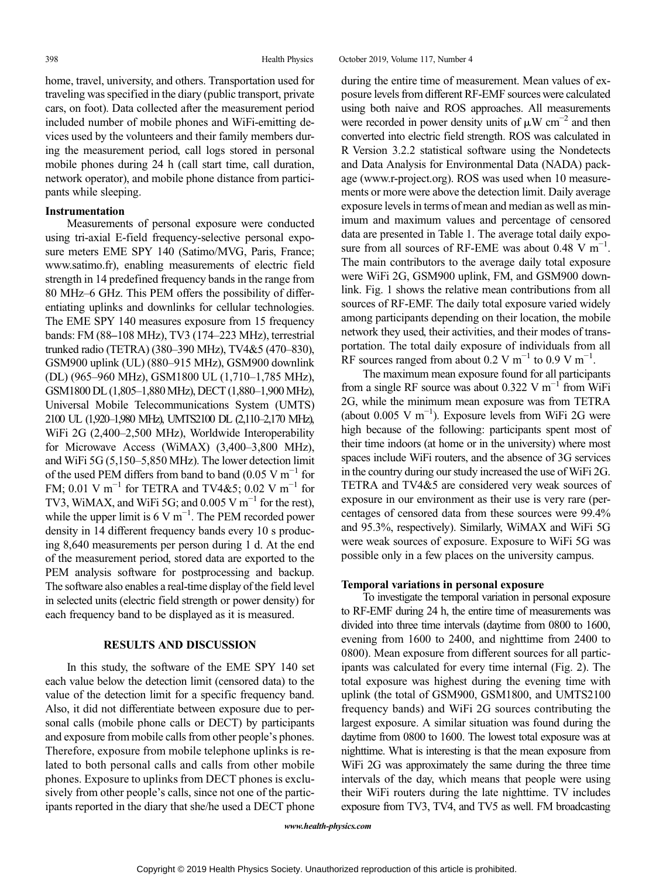home, travel, university, and others. Transportation used for traveling was specified in the diary (public transport, private cars, on foot). Data collected after the measurement period included number of mobile phones and WiFi-emitting devices used by the volunteers and their family members during the measurement period, call logs stored in personal mobile phones during 24 h (call start time, call duration, network operator), and mobile phone distance from participants while sleeping.

**Instrumentation**

Measurements of personal exposure were conducted using tri-axial E-field frequency-selective personal exposure meters EME SPY 140 (Satimo/MVG, Paris, France; www.satimo.fr), enabling measurements of electric field strength in 14 predefined frequency bands in the range from 80 MHz–6 GHz. This PEM offers the possibility of differentiating uplinks and downlinks for cellular technologies. The EME SPY 140 measures exposure from 15 frequency bands: FM (88–108 MHz), TV3 (174–223 MHz), terrestrial trunked radio (TETRA) (380–390 MHz), TV4&5 (470–830), GSM900 uplink (UL) (880–915 MHz), GSM900 downlink (DL) (965–960 MHz), GSM1800 UL (1,710–1,785 MHz), GSM1800 DL (1,805–1,880 MHz), DECT (1,880–1,900 MHz), Universal Mobile Telecommunications System (UMTS) 2100 UL (1,920–1,980 MHz), UMTS2100 DL (2,110–2,170 MHz), WiFi 2G (2,400–2,500 MHz), Worldwide Interoperability for Microwave Access (WiMAX) (3,400–3,800 MHz), and WiFi 5G (5,150–5,850 MHz). The lower detection limit of the used PEM differs from band to band (0.05 V $m^{-1}$ for FM; 0.01 V $m^{-1}$ for TETRA and TV4&5; 0.02 V $m^{-1}$ for TV3, WiMAX, and WiFi 5G; and 0.005 V $m^{-1}$ for the rest), while the upper limit is 6 V $m^{-1}$. The PEM recorded power density in 14 different frequency bands every 10 s producing 8,640 measurements per person during 1 d. At the end of the measurement period, stored data are exported to the PEM analysis software for postprocessing and backup. The software also enables a real-time display of the field level in selected units (electric field strength or power density) for each frequency band to be displayed as it is measured.

## RESULTS AND DISCUSSION

In this study, the software of the EME SPY 140 set each value below the detection limit (censored data) to the value of the detection limit for a specific frequency band. Also, it did not differentiate between exposure due to personal calls (mobile phone calls or DECT) by participants and exposure from mobile calls from other people's phones. Therefore, exposure from mobile telephone uplinks is related to both personal calls and calls from other mobile phones. Exposure to uplinks from DECT phones is exclusively from other people's calls, since not one of the participants reported in the diary that she/he used a DECT phone during the entire time of measurement. Mean values of exposure levels from different RF-EMF sources were calculated using both naive and ROS approaches. All measurements were recorded in power density units of $\mu$W $cm^{-2}$ and then converted into electric field strength. ROS was calculated in R Version 3.2.2 statistical software using the Nondetects and Data Analysis for Environmental Data (NADA) package (www.r-project.org). ROS was used when 10 measurements or more were above the detection limit. Daily average exposure levels in terms of mean and median as well as minimum and maximum values and percentage of censored data are presented in Table 1. The average total daily exposure from all sources of RF-EME was about 0.48 V $m^{-1}$. The main contributors to the average daily total exposure were WiFi 2G, GSM900 uplink, FM, and GSM900 downlink. Fig. 1 shows the relative mean contributions from all sources of RF-EMF. The daily total exposure varied widely among participants depending on their location, the mobile network they used, their activities, and their modes of transportation. The total daily exposure of individuals from all RF sources ranged from about 0.2 V $m^{-1}$ to 0.9 V $m^{-1}$.

The maximum mean exposure found for all participants from a single RF source was about 0.322 V $m^{-1}$ from WiFi 2G, while the minimum mean exposure was from TETRA (about 0.005 V $m^{-1}$). Exposure levels from WiFi 2G were high because of the following: participants spent most of their time indoors (at home or in the university) where most spaces include WiFi routers, and the absence of 3G services in the country during our study increased the use of WiFi 2G. TETRA and TV4&5 are considered very weak sources of exposure in our environment as their use is very rare (percentages of censored data from these sources were 99.4% and 95.3%, respectively). Similarly, WiMAX and WiFi 5G were weak sources of exposure. Exposure to WiFi 5G was possible only in a few places on the university campus.

**Temporal variations in personal exposure**

To investigate the temporal variation in personal exposure to RF-EMF during 24 h, the entire time of measurements was divided into three time intervals (daytime from 0800 to 1600, evening from 1600 to 2400, and nighttime from 2400 to 0800). Mean exposure from different sources for all participants was calculated for every time internal (Fig. 2). The total exposure was highest during the evening time with uplink (the total of GSM900, GSM1800, and UMTS2100 frequency bands) and WiFi 2G sources contributing the largest exposure. A similar situation was found during the daytime from 0800 to 1600. The lowest total exposure was at nighttime. What is interesting is that the mean exposure from WiFi 2G was approximately the same during the three time intervals of the day, which means that people were using their WiFi routers during the late nighttime. TV includes exposure from TV3, TV4, and TV5 as well. FM broadcasting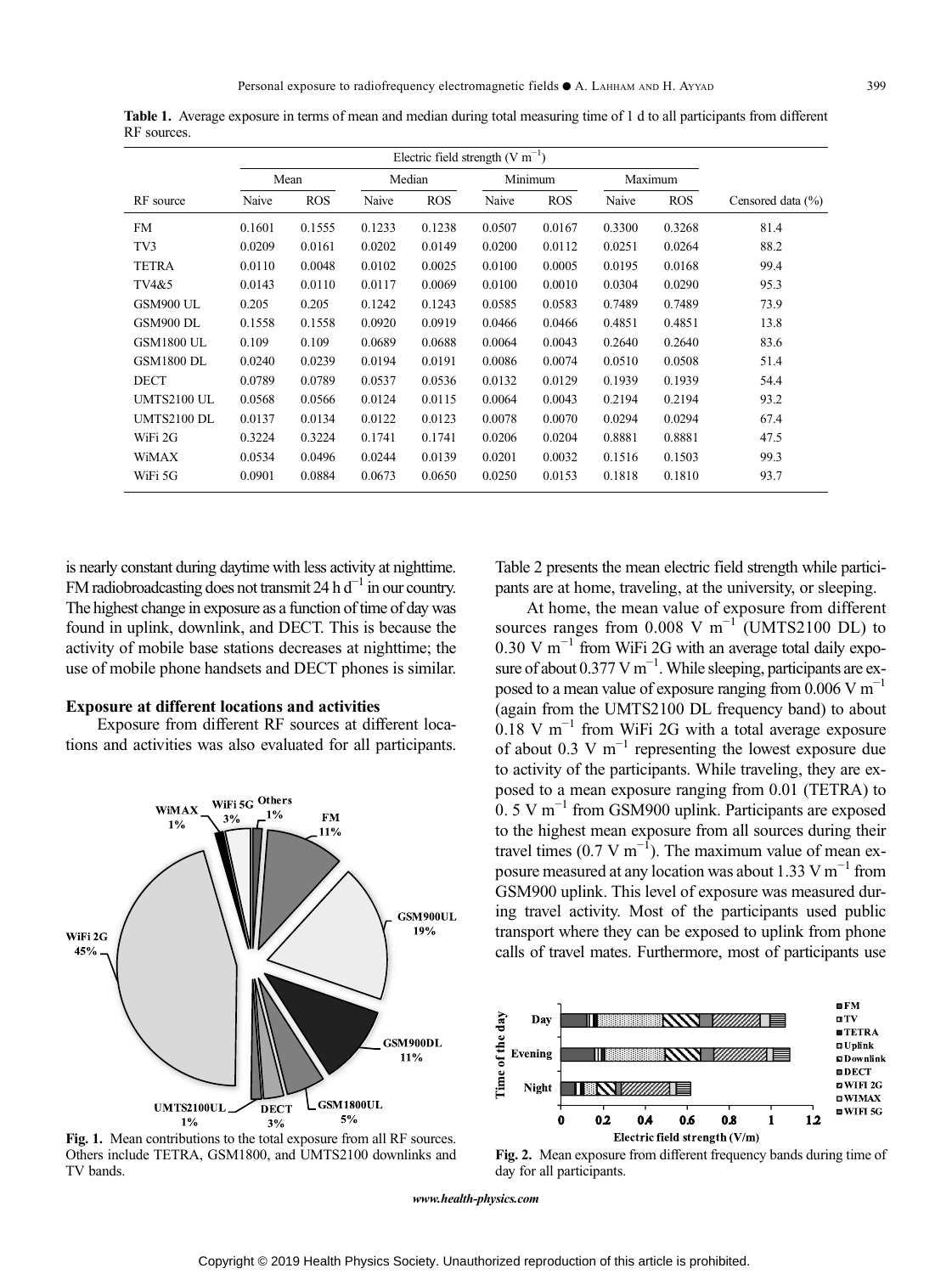**Table 1.** Average exposure in terms of mean and median during total measuring time of 1 d to all participants from different RF sources.

| RF source | Electric field strength (V $m^{-1}$) | | | | | | | | Censored data (%) |
|---|---|---|---|---|---|---|---|---|---|
| | Mean | | Median | | Minimum | | Maximum | | |
| | Naive | ROS | Naive | ROS | Naive | ROS | Naive | ROS | |
| FM | 0.1601 | 0.1555 | 0.1233 | 0.1238 | 0.0507 | 0.0167 | 0.3300 | 0.3268 | 81.4 |
| TV3 | 0.0209 | 0.0161 | 0.0202 | 0.0149 | 0.0200 | 0.0112 | 0.0251 | 0.0264 | 88.2 |
| TETRA | 0.0110 | 0.0048 | 0.0102 | 0.0025 | 0.0100 | 0.0005 | 0.0195 | 0.0168 | 99.4 |
| TV4&5 | 0.0143 | 0.0110 | 0.0117 | 0.0069 | 0.0100 | 0.0010 | 0.0304 | 0.0290 | 95.3 |
| GSM900 UL | 0.205 | 0.205 | 0.1242 | 0.1243 | 0.0585 | 0.0583 | 0.7489 | 0.7489 | 73.9 |
| GSM900 DL | 0.1558 | 0.1558 | 0.0920 | 0.0919 | 0.0466 | 0.0466 | 0.4851 | 0.4851 | 13.8 |
| GSM1800 UL | 0.109 | 0.109 | 0.0689 | 0.0688 | 0.0064 | 0.0043 | 0.2640 | 0.2640 | 83.6 |
| GSM1800 DL | 0.0240 | 0.0239 | 0.0194 | 0.0191 | 0.0086 | 0.0074 | 0.0510 | 0.0508 | 51.4 |
| DECT | 0.0789 | 0.0789 | 0.0537 | 0.0536 | 0.0132 | 0.0129 | 0.1939 | 0.1939 | 54.4 |
| UMTS2100 UL | 0.0568 | 0.0566 | 0.0124 | 0.0115 | 0.0064 | 0.0043 | 0.2194 | 0.2194 | 93.2 |
| UMTS2100 DL | 0.0137 | 0.0134 | 0.0122 | 0.0123 | 0.0078 | 0.0070 | 0.0294 | 0.0294 | 67.4 |
| WiFi 2G | 0.3224 | 0.3224 | 0.1741 | 0.1741 | 0.0206 | 0.0204 | 0.8881 | 0.8881 | 47.5 |
| WiMAX | 0.0534 | 0.0496 | 0.0244 | 0.0139 | 0.0201 | 0.0032 | 0.1516 | 0.1503 | 99.3 |
| WiFi 5G | 0.0901 | 0.0884 | 0.0673 | 0.0650 | 0.0250 | 0.0153 | 0.1818 | 0.1810 | 93.7 |

is nearly constant during daytime with less activity at nighttime. FM radiobroadcasting does not transmit 24 h $d^{-1}$ in our country. The highest change in exposure as a function of time of day was found in uplink, downlink, and DECT. This is because the activity of mobile base stations decreases at nighttime; the use of mobile phone handsets and DECT phones is similar.

### Exposure at different locations and activities

Exposure from different RF sources at different locations and activities was also evaluated for all participants. Table 2 presents the mean electric field strength while participants are at home, traveling, at the university, or sleeping.

At home, the mean value of exposure from different sources ranges from 0.008 V $m^{-1}$ (UMTS2100 DL) to 0.30 V $m^{-1}$ from WiFi 2G with an average total daily exposure of about 0.377 V $m^{-1}$. While sleeping, participants are exposed to a mean value of exposure ranging from 0.006 V $m^{-1}$ (again from the UMTS2100 DL frequency band) to about 0.18 V $m^{-1}$ from WiFi 2G with a total average exposure of about 0.3 V $m^{-1}$ representing the lowest exposure due to activity of the participants. While traveling, they are exposed to a mean exposure ranging from 0.01 (TETRA) to 0. 5 V $m^{-1}$ from GSM900 uplink. Participants are exposed to the highest mean exposure from all sources during their travel times (0.7 V $m^{-1}$). The maximum value of mean exposure measured at any location was about 1.33 V $m^{-1}$ from GSM900 uplink. This level of exposure was measured during travel activity. Most of the participants used public transport where they can be exposed to uplink from phone calls of travel mates. Furthermore, most of participants use

**Fig. 1.** Mean contributions to the total exposure from all RF sources. Others include TETRA, GSM1800, and UMTS2100 downlinks and TV bands.

**Fig. 2.** Mean exposure from different frequency bands during time of day for all participants.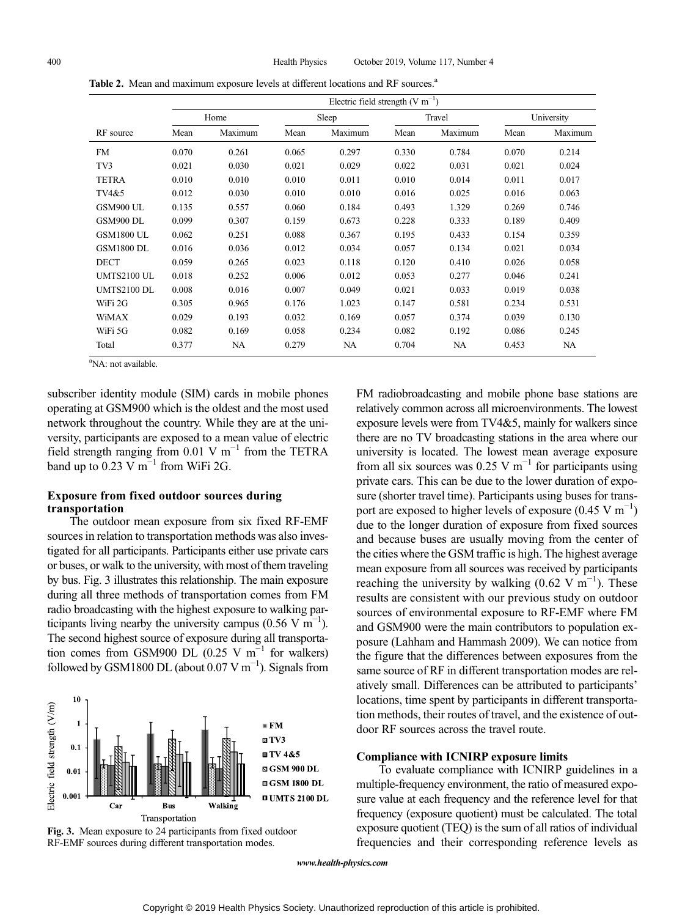**Table 2.** Mean and maximum exposure levels at different locations and RF sources.[a]

| | Electric field strength (V m$^{-1}$) | | | | | | | |
|---|---|---|---|---|---|---|---|---|
| | Home | | Sleep | | Travel | | University | |
| RF source | Mean | Maximum | Mean | Maximum | Mean | Maximum | Mean | Maximum |
| FM | 0.070 | 0.261 | 0.065 | 0.297 | 0.330 | 0.784 | 0.070 | 0.214 |
| TV3 | 0.021 | 0.030 | 0.021 | 0.029 | 0.022 | 0.031 | 0.021 | 0.024 |
| TETRA | 0.010 | 0.010 | 0.010 | 0.011 | 0.010 | 0.014 | 0.011 | 0.017 |
| TV4&5 | 0.012 | 0.030 | 0.010 | 0.010 | 0.016 | 0.025 | 0.016 | 0.063 |
| GSM900 UL | 0.135 | 0.557 | 0.060 | 0.184 | 0.493 | 1.329 | 0.269 | 0.746 |
| GSM900 DL | 0.099 | 0.307 | 0.159 | 0.673 | 0.228 | 0.333 | 0.189 | 0.409 |
| GSM1800 UL | 0.062 | 0.251 | 0.088 | 0.367 | 0.195 | 0.433 | 0.154 | 0.359 |
| GSM1800 DL | 0.016 | 0.036 | 0.012 | 0.034 | 0.057 | 0.134 | 0.021 | 0.034 |
| DECT | 0.059 | 0.265 | 0.023 | 0.118 | 0.120 | 0.410 | 0.026 | 0.058 |
| UMTS2100 UL | 0.018 | 0.252 | 0.006 | 0.012 | 0.053 | 0.277 | 0.046 | 0.241 |
| UMTS2100 DL | 0.008 | 0.016 | 0.007 | 0.049 | 0.021 | 0.033 | 0.019 | 0.038 |
| WiFi 2G | 0.305 | 0.965 | 0.176 | 1.023 | 0.147 | 0.581 | 0.234 | 0.531 |
| WiMAX | 0.029 | 0.193 | 0.032 | 0.169 | 0.057 | 0.374 | 0.039 | 0.130 |
| WiFi 5G | 0.082 | 0.169 | 0.058 | 0.234 | 0.082 | 0.192 | 0.086 | 0.245 |
| Total | 0.377 | NA | 0.279 | NA | 0.704 | NA | 0.453 | NA |

[a]NA: not available.

subscriber identity module (SIM) cards in mobile phones operating at GSM900 which is the oldest and the most used network throughout the country. While they are at the university, participants are exposed to a mean value of electric field strength ranging from 0.01 V m$^{-1}$ from the TETRA band up to 0.23 V m$^{-1}$ from WiFi 2G.

### Exposure from fixed outdoor sources during transportation

The outdoor mean exposure from six fixed RF-EMF sources in relation to transportation methods was also investigated for all participants. Participants either use private cars or buses, or walk to the university, with most of them traveling by bus. Fig. 3 illustrates this relationship. The main exposure during all three methods of transportation comes from FM radio broadcasting with the highest exposure to walking participants living nearby the university campus (0.56 V m$^{-1}$). The second highest source of exposure during all transportation comes from GSM900 DL (0.25 V m$^{-1}$ for walkers) followed by GSM1800 DL (about 0.07 V m$^{-1}$). Signals from FM radiobroadcasting and mobile phone base stations are relatively common across all microenvironments. The lowest exposure levels were from TV4&5, mainly for walkers since there are no TV broadcasting stations in the area where our university is located. The lowest mean average exposure from all six sources was 0.25 V m$^{-1}$ for participants using private cars. This can be due to the lower duration of exposure (shorter travel time). Participants using buses for transport are exposed to higher levels of exposure (0.45 V m$^{-1}$) due to the longer duration of exposure from fixed sources and because buses are usually moving from the center of the cities where the GSM traffic is high. The highest average mean exposure from all sources was received by participants reaching the university by walking (0.62 V m$^{-1}$). These results are consistent with our previous study on outdoor sources of environmental exposure to RF-EMF where FM and GSM900 were the main contributors to population exposure (Lahham and Hammash 2009). We can notice from the figure that the differences between exposures from the same source of RF in different transportation modes are relatively small. Differences can be attributed to participants' locations, time spent by participants in different transportation methods, their routes of travel, and the existence of outdoor RF sources across the travel route.

**Fig. 3.** Mean exposure to 24 participants from fixed outdoor RF-EMF sources during different transportation modes.

### Compliance with ICNIRP exposure limits

To evaluate compliance with ICNIRP guidelines in a multiple-frequency environment, the ratio of measured exposure value at each frequency and the reference level for that frequency (exposure quotient) must be calculated. The total exposure quotient (TEQ) is the sum of all ratios of individual frequencies and their corresponding reference levels as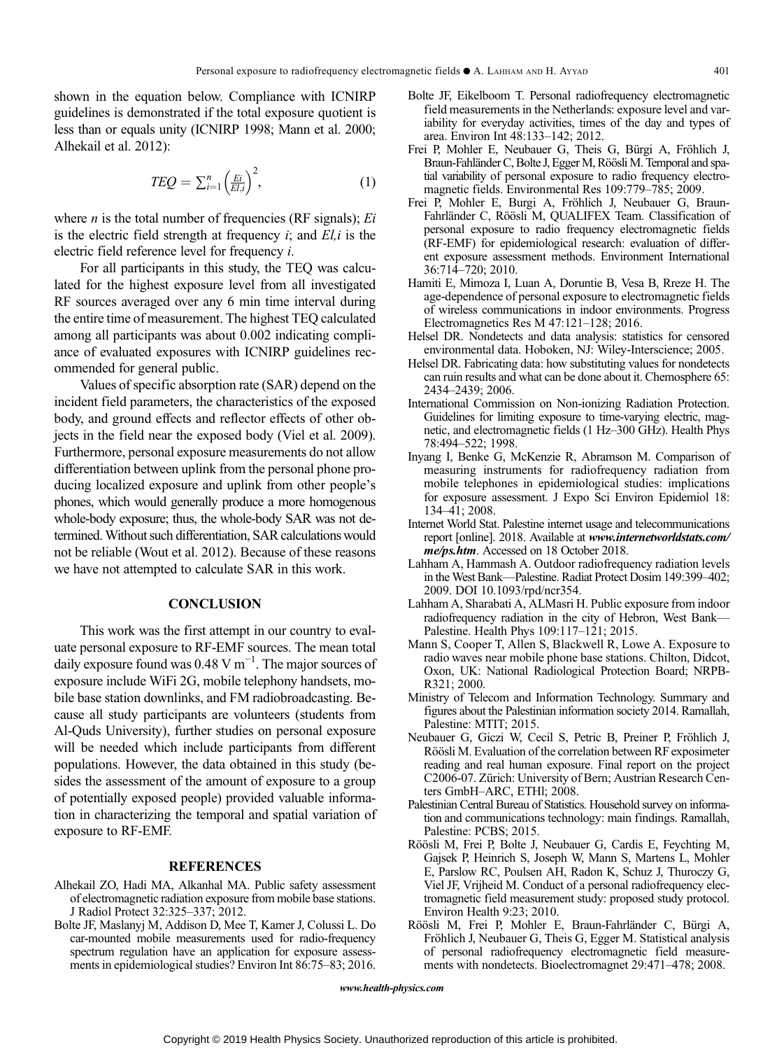shown in the equation below. Compliance with ICNIRP guidelines is demonstrated if the total exposure quotient is less than or equals unity (ICNIRP 1998; Mann et al. 2000; Alhekail et al. 2012):

$$TEQ = \sum_{i=1}^{n} \left(\frac{Ei}{El,i}\right)^2, \quad (1)$$

where *n* is the total number of frequencies (RF signals); *Ei* is the electric field strength at frequency *i*; and *El,i* is the electric field reference level for frequency *i*.

For all participants in this study, the TEQ was calculated for the highest exposure level from all investigated RF sources averaged over any 6 min time interval during the entire time of measurement. The highest TEQ calculated among all participants was about 0.002 indicating compliance of evaluated exposures with ICNIRP guidelines recommended for general public.

Values of specific absorption rate (SAR) depend on the incident field parameters, the characteristics of the exposed body, and ground effects and reflector effects of other objects in the field near the exposed body (Viel et al. 2009). Furthermore, personal exposure measurements do not allow differentiation between uplink from the personal phone producing localized exposure and uplink from other people's phones, which would generally produce a more homogenous whole-body exposure; thus, the whole-body SAR was not determined. Without such differentiation, SAR calculations would not be reliable (Wout et al. 2012). Because of these reasons we have not attempted to calculate SAR in this work.

## CONCLUSION

This work was the first attempt in our country to evaluate personal exposure to RF-EMF sources. The mean total daily exposure found was 0.48 V $m^{-1}$. The major sources of exposure include WiFi 2G, mobile telephony handsets, mobile base station downlinks, and FM radiobroadcasting. Because all study participants are volunteers (students from Al-Quds University), further studies on personal exposure will be needed which include participants from different populations. However, the data obtained in this study (besides the assessment of the amount of exposure to a group of potentially exposed people) provided valuable information in characterizing the temporal and spatial variation of exposure to RF-EMF.

## REFERENCES

Alhekail ZO, Hadi MA, Alkanhal MA. Public safety assessment of electromagnetic radiation exposure from mobile base stations. J Radiol Protect 32:325–337; 2012.

Bolte JF, Maslanyj M, Addison D, Mee T, Kamer J, Colussi L. Do car-mounted mobile measurements used for radio-frequency spectrum regulation have an application for exposure assessments in epidemiological studies? Environ Int 86:75–83; 2016.

Bolte JF, Eikelboom T. Personal radiofrequency electromagnetic field measurements in the Netherlands: exposure level and variability for everyday activities, times of the day and types of area. Environ Int 48:133–142; 2012.

Frei P, Mohler E, Neubauer G, Theis G, Bürgi A, Fröhlich J, Braun-Fahländer C, Bolte J, Egger M, Röösli M. Temporal and spatial variability of personal exposure to radio frequency electromagnetic fields. Environmental Res 109:779–785; 2009.

Frei P, Mohler E, Burgi A, Fröhlich J, Neubauer G, Braun-Fahrländer C, Röösli M, QUALIFEX Team. Classification of personal exposure to radio frequency electromagnetic fields (RF-EMF) for epidemiological research: evaluation of different exposure assessment methods. Environment International 36:714–720; 2010.

Hamiti E, Mimoza I, Luan A, Doruntie B, Vesa B, Rreze H. The age-dependence of personal exposure to electromagnetic fields of wireless communications in indoor environments. Progress Electromagnetics Res M 47:121–128; 2016.

Helsel DR. Nondetects and data analysis: statistics for censored environmental data. Hoboken, NJ: Wiley-Interscience; 2005.

Helsel DR. Fabricating data: how substituting values for nondetects can ruin results and what can be done about it. Chemosphere 65: 2434–2439; 2006.

International Commission on Non-ionizing Radiation Protection. Guidelines for limiting exposure to time-varying electric, magnetic, and electromagnetic fields (1 Hz–300 GHz). Health Phys 78:494–522; 1998.

Inyang I, Benke G, McKenzie R, Abramson M. Comparison of measuring instruments for radiofrequency radiation from mobile telephones in epidemiological studies: implications for exposure assessment. J Expo Sci Environ Epidemiol 18: 134–41; 2008.

Internet World Stat. Palestine internet usage and telecommunications report [online]. 2018. Available at ***www.internetworldstats.com/me/ps.htm***. Accessed on 18 October 2018.

Lahham A, Hammash A. Outdoor radiofrequency radiation levels in the West Bank—Palestine. Radiat Protect Dosim 149:399–402; 2009. DOI 10.1093/rpd/ncr354.

Lahham A, Sharabati A, ALMasri H. Public exposure from indoor radiofrequency radiation in the city of Hebron, West Bank—Palestine. Health Phys 109:117–121; 2015.

Mann S, Cooper T, Allen S, Blackwell R, Lowe A. Exposure to radio waves near mobile phone base stations. Chilton, Didcot, Oxon, UK: National Radiological Protection Board; NRPB-R321; 2000.

Ministry of Telecom and Information Technology. Summary and figures about the Palestinian information society 2014. Ramallah, Palestine: MTIT; 2015.

Neubauer G, Giczi W, Cecil S, Petric B, Preiner P, Fröhlich J, Röösli M. Evaluation of the correlation between RF exposimeter reading and real human exposure. Final report on the project C2006-07. Zürich: University of Bern; Austrian Research Centers GmbH–ARC, ETHl; 2008.

Palestinian Central Bureau of Statistics. Household survey on information and communications technology: main findings. Ramallah, Palestine: PCBS; 2015.

Röösli M, Frei P, Bolte J, Neubauer G, Cardis E, Feychting M, Gajsek P, Heinrich S, Joseph W, Mann S, Martens L, Mohler E, Parslow RC, Poulsen AH, Radon K, Schuz J, Thuroczy G, Viel JF, Vrijheid M. Conduct of a personal radiofrequency electromagnetic field measurement study: proposed study protocol. Environ Health 9:23; 2010.

Röösli M, Frei P, Mohler E, Braun-Fahrländer C, Bürgi A, Fröhlich J, Neubauer G, Theis G, Egger M. Statistical analysis of personal radiofrequency electromagnetic field measurements with nondetects. Bioelectromagnet 29:471–478; 2008.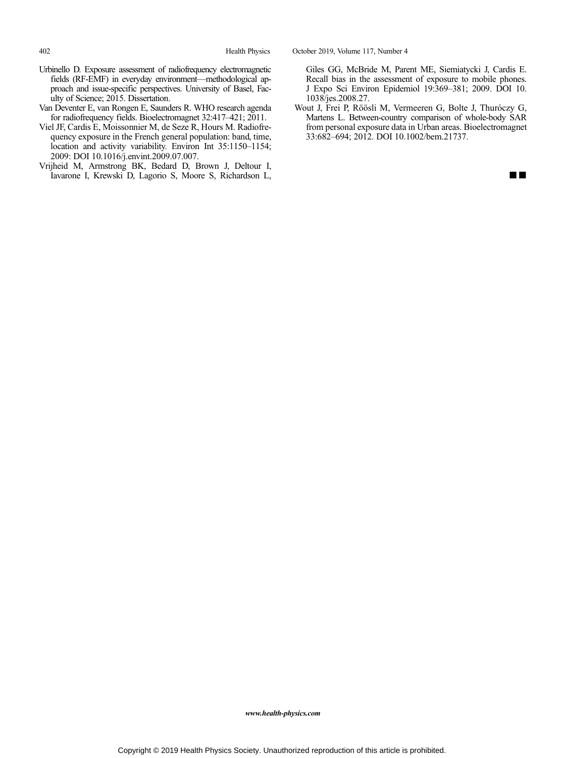Urbinello D. Exposure assessment of radiofrequency electromagnetic fields (RF-EMF) in everyday environment—methodological approach and issue-specific perspectives. University of Basel, Faculty of Science; 2015. Dissertation.

Van Deventer E, van Rongen E, Saunders R. WHO research agenda for radiofrequency fields. Bioelectromagnet 32:417–421; 2011.

Viel JF, Cardis E, Moissonnier M, de Seze R, Hours M. Radiofrequency exposure in the French general population: band, time, location and activity variability. Environ Int 35:1150–1154; 2009: DOI 10.1016/j.envint.2009.07.007.

Vrijheid M, Armstrong BK, Bedard D, Brown J, Deltour I, Iavarone I, Krewski D, Lagorio S, Moore S, Richardson L, Giles GG, McBride M, Parent ME, Siemiatycki J, Cardis E. Recall bias in the assessment of exposure to mobile phones. J Expo Sci Environ Epidemiol 19:369–381; 2009. DOI 10.1038/jes.2008.27.

Wout J, Frei P, Röösli M, Vermeeren G, Bolte J, Thuróczy G, Martens L. Between-country comparison of whole-body SAR from personal exposure data in Urban areas. Bioelectromagnet 33:682–694; 2012. DOI 10.1002/bem.21737.

■■